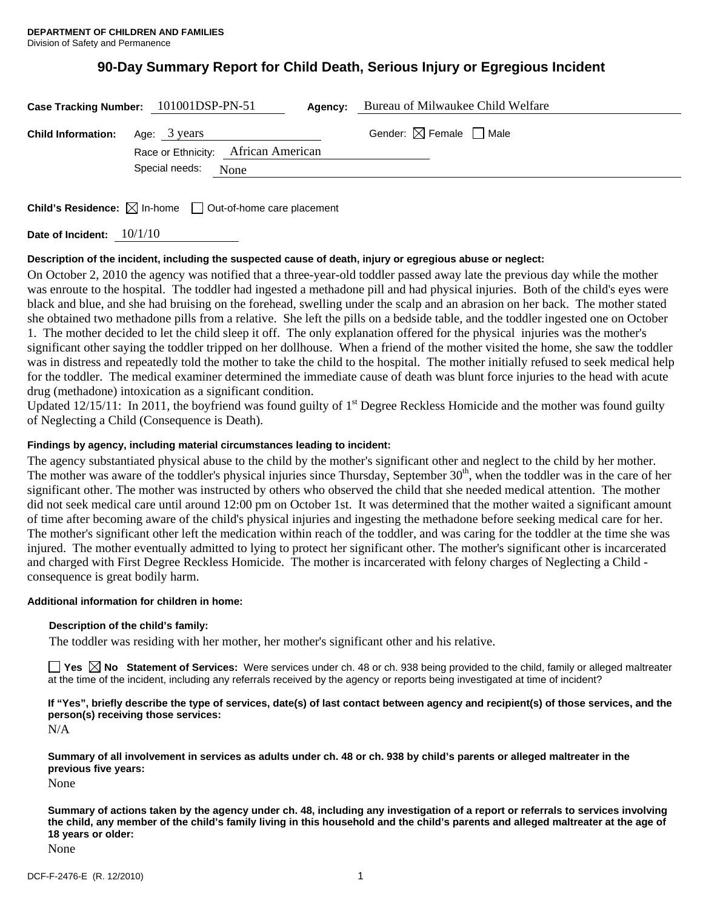**DEPARTMENT OF CHILDREN AND FAMILIES**
Division of Safety and Permanence

# 90-Day Summary Report for Child Death, Serious Injury or Egregious Incident

**Case Tracking Number:** 101001DSP-PN-51 **Agency:** Bureau of Milwaukee Child Welfare

**Child Information:** Age: 3 years Gender: ☒ Female ☐ Male
Race or Ethnicity: African American
Special needs: None

**Child's Residence:** ☒ In-home ☐ Out-of-home care placement

**Date of Incident:** 10/1/10

**Description of the incident, including the suspected cause of death, injury or egregious abuse or neglect:**

On October 2, 2010 the agency was notified that a three-year-old toddler passed away late the previous day while the mother was enroute to the hospital. The toddler had ingested a methadone pill and had physical injuries. Both of the child's eyes were black and blue, and she had bruising on the forehead, swelling under the scalp and an abrasion on her back. The mother stated she obtained two methadone pills from a relative. She left the pills on a bedside table, and the toddler ingested one on October 1. The mother decided to let the child sleep it off. The only explanation offered for the physical injuries was the mother's significant other saying the toddler tripped on her dollhouse. When a friend of the mother visited the home, she saw the toddler was in distress and repeatedly told the mother to take the child to the hospital. The mother initially refused to seek medical help for the toddler. The medical examiner determined the immediate cause of death was blunt force injuries to the head with acute drug (methadone) intoxication as a significant condition.
Updated 12/15/11: In 2011, the boyfriend was found guilty of 1st Degree Reckless Homicide and the mother was found guilty of Neglecting a Child (Consequence is Death).

**Findings by agency, including material circumstances leading to incident:**

The agency substantiated physical abuse to the child by the mother's significant other and neglect to the child by her mother. The mother was aware of the toddler's physical injuries since Thursday, September 30th, when the toddler was in the care of her significant other. The mother was instructed by others who observed the child that she needed medical attention. The mother did not seek medical care until around 12:00 pm on October 1st. It was determined that the mother waited a significant amount of time after becoming aware of the child's physical injuries and ingesting the methadone before seeking medical care for her. The mother's significant other left the medication within reach of the toddler, and was caring for the toddler at the time she was injured. The mother eventually admitted to lying to protect her significant other. The mother's significant other is incarcerated and charged with First Degree Reckless Homicide. The mother is incarcerated with felony charges of Neglecting a Child - consequence is great bodily harm.

**Additional information for children in home:**

**Description of the child's family:**

The toddler was residing with her mother, her mother's significant other and his relative.

☐ **Yes** ☒ **No** **Statement of Services:** Were services under ch. 48 or ch. 938 being provided to the child, family or alleged maltreater at the time of the incident, including any referrals received by the agency or reports being investigated at time of incident?

**If "Yes", briefly describe the type of services, date(s) of last contact between agency and recipient(s) of those services, and the person(s) receiving those services:**

N/A

**Summary of all involvement in services as adults under ch. 48 or ch. 938 by child's parents or alleged maltreater in the previous five years:**

None

**Summary of actions taken by the agency under ch. 48, including any investigation of a report or referrals to services involving the child, any member of the child's family living in this household and the child's parents and alleged maltreater at the age of 18 years or older:**

None

DCF-F-2476-E (R. 12/2010)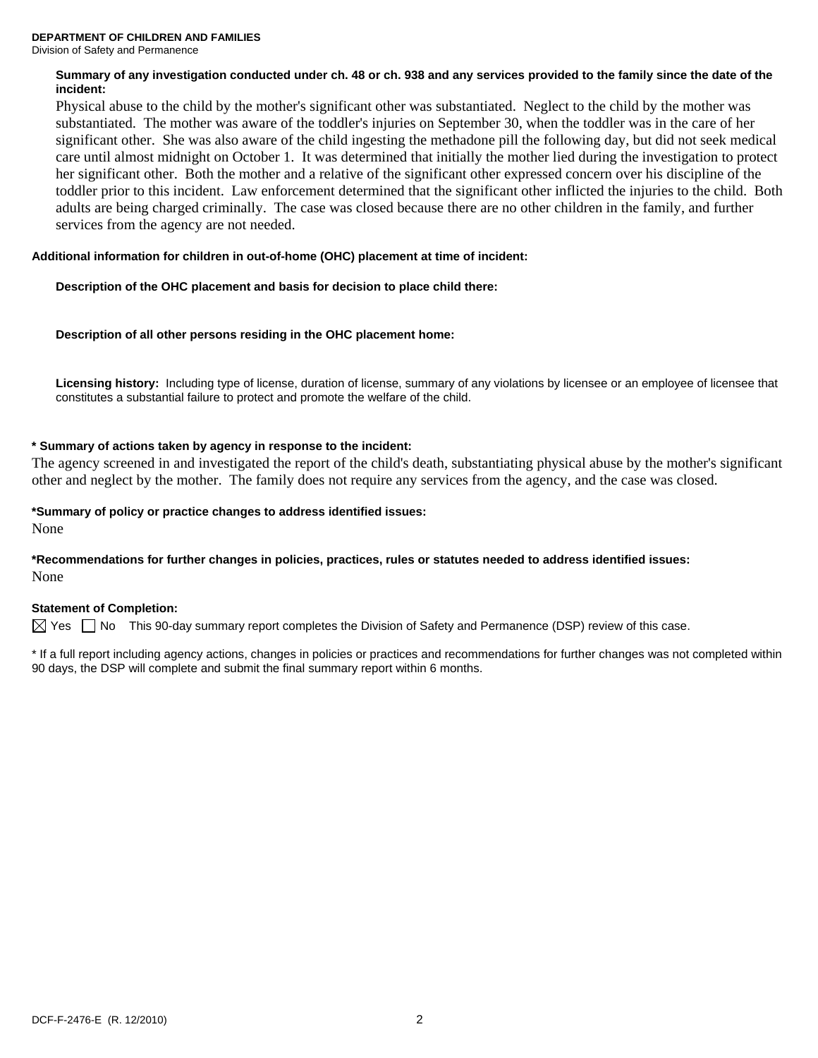**DEPARTMENT OF CHILDREN AND FAMILIES**
Division of Safety and Permanence

**Summary of any investigation conducted under ch. 48 or ch. 938 and any services provided to the family since the date of the incident:**

Physical abuse to the child by the mother's significant other was substantiated. Neglect to the child by the mother was substantiated. The mother was aware of the toddler's injuries on September 30, when the toddler was in the care of her significant other. She was also aware of the child ingesting the methadone pill the following day, but did not seek medical care until almost midnight on October 1. It was determined that initially the mother lied during the investigation to protect her significant other. Both the mother and a relative of the significant other expressed concern over his discipline of the toddler prior to this incident. Law enforcement determined that the significant other inflicted the injuries to the child. Both adults are being charged criminally. The case was closed because there are no other children in the family, and further services from the agency are not needed.

**Additional information for children in out-of-home (OHC) placement at time of incident:**

**Description of the OHC placement and basis for decision to place child there:**

**Description of all other persons residing in the OHC placement home:**

**Licensing history:** Including type of license, duration of license, summary of any violations by licensee or an employee of licensee that constitutes a substantial failure to protect and promote the welfare of the child.

**\* Summary of actions taken by agency in response to the incident:**

The agency screened in and investigated the report of the child's death, substantiating physical abuse by the mother's significant other and neglect by the mother. The family does not require any services from the agency, and the case was closed.

**\*Summary of policy or practice changes to address identified issues:**

None

**\*Recommendations for further changes in policies, practices, rules or statutes needed to address identified issues:**

None

**Statement of Completion:**

☒ Yes ☐ No This 90-day summary report completes the Division of Safety and Permanence (DSP) review of this case.

\* If a full report including agency actions, changes in policies or practices and recommendations for further changes was not completed within 90 days, the DSP will complete and submit the final summary report within 6 months.

DCF-F-2476-E (R. 12/2010)